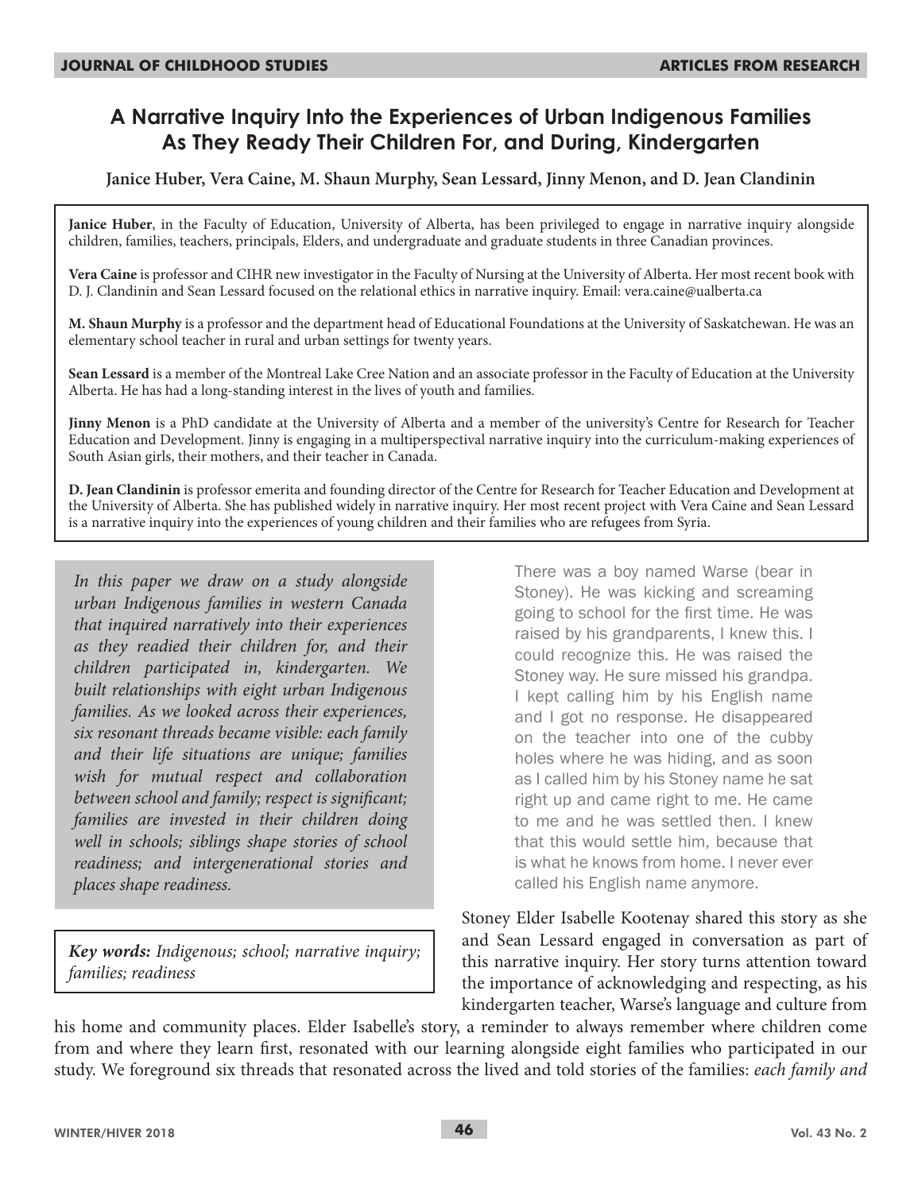# A Narrative Inquiry Into the Experiences of Urban Indigenous Families As They Ready Their Children For, and During, Kindergarten

**Janice Huber, Vera Caine, M. Shaun Murphy, Sean Lessard, Jinny Menon, and D. Jean Clandinin**

**Janice Huber**, in the Faculty of Education, University of Alberta, has been privileged to engage in narrative inquiry alongside children, families, teachers, principals, Elders, and undergraduate and graduate students in three Canadian provinces.

**Vera Caine** is professor and CIHR new investigator in the Faculty of Nursing at the University of Alberta. Her most recent book with D. J. Clandinin and Sean Lessard focused on the relational ethics in narrative inquiry. Email: vera.caine@ualberta.ca

**M. Shaun Murphy** is a professor and the department head of Educational Foundations at the University of Saskatchewan. He was an elementary school teacher in rural and urban settings for twenty years.

**Sean Lessard** is a member of the Montreal Lake Cree Nation and an associate professor in the Faculty of Education at the University Alberta. He has had a long-standing interest in the lives of youth and families.

**Jinny Menon** is a PhD candidate at the University of Alberta and a member of the university's Centre for Research for Teacher Education and Development. Jinny is engaging in a multiperspectival narrative inquiry into the curriculum-making experiences of South Asian girls, their mothers, and their teacher in Canada.

**D. Jean Clandinin** is professor emerita and founding director of the Centre for Research for Teacher Education and Development at the University of Alberta. She has published widely in narrative inquiry. Her most recent project with Vera Caine and Sean Lessard is a narrative inquiry into the experiences of young children and their families who are refugees from Syria.

*In this paper we draw on a study alongside urban Indigenous families in western Canada that inquired narratively into their experiences as they readied their children for, and their children participated in, kindergarten. We built relationships with eight urban Indigenous families. As we looked across their experiences, six resonant threads became visible: each family and their life situations are unique; families wish for mutual respect and collaboration between school and family; respect is significant; families are invested in their children doing well in schools; siblings shape stories of school readiness; and intergenerational stories and places shape readiness.*

***Key words:*** *Indigenous; school; narrative inquiry; families; readiness*

> There was a boy named Warse (bear in Stoney). He was kicking and screaming going to school for the first time. He was raised by his grandparents, I knew this. I could recognize this. He was raised the Stoney way. He sure missed his grandpa. I kept calling him by his English name and I got no response. He disappeared on the teacher into one of the cubby holes where he was hiding, and as soon as I called him by his Stoney name he sat right up and came right to me. He came to me and he was settled then. I knew that this would settle him, because that is what he knows from home. I never ever called his English name anymore.

Stoney Elder Isabelle Kootenay shared this story as she and Sean Lessard engaged in conversation as part of this narrative inquiry. Her story turns attention toward the importance of acknowledging and respecting, as his kindergarten teacher, Warse's language and culture from his home and community places. Elder Isabelle's story, a reminder to always remember where children come from and where they learn first, resonated with our learning alongside eight families who participated in our study. We foreground six threads that resonated across the lived and told stories of the families: *each family and*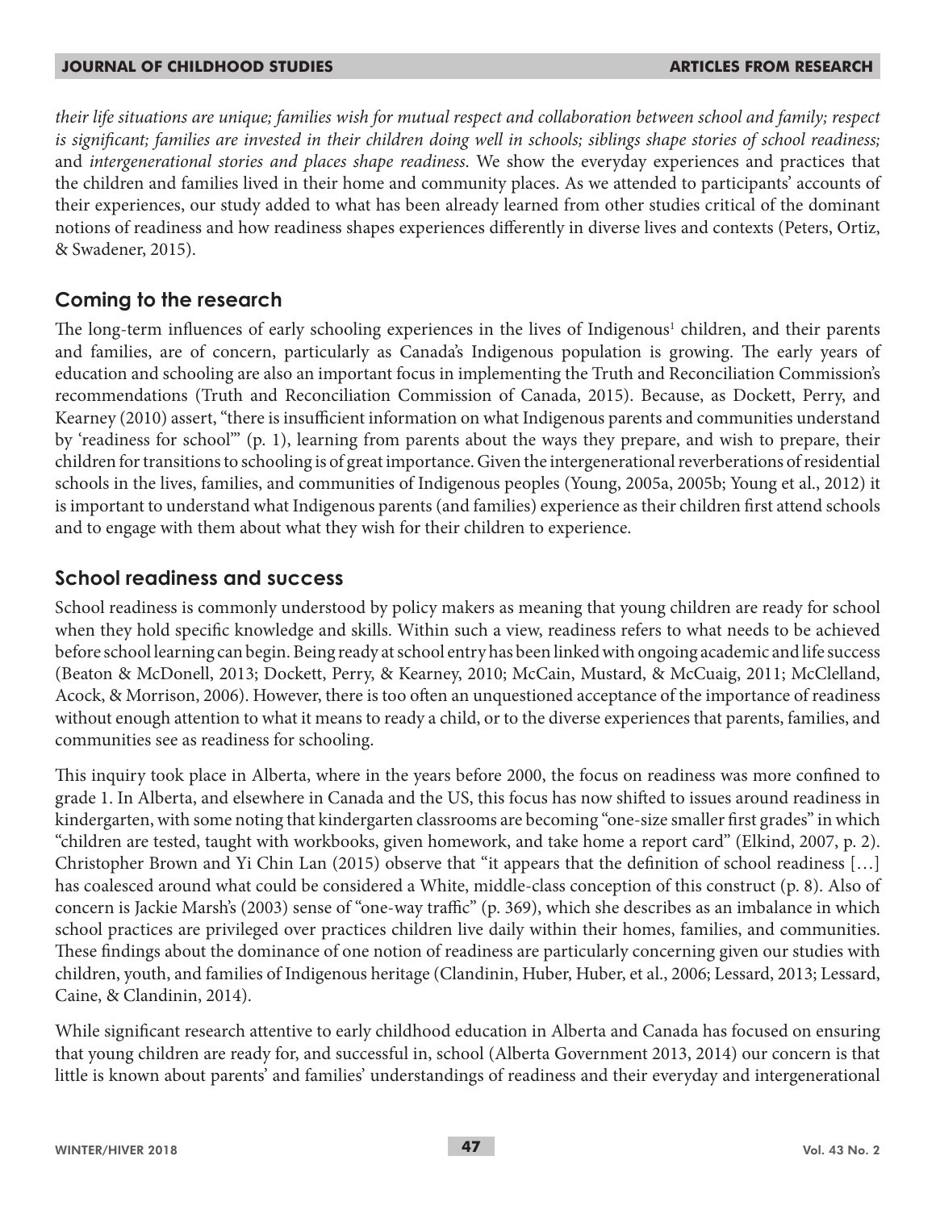*their life situations are unique; families wish for mutual respect and collaboration between school and family; respect is significant; families are invested in their children doing well in schools; siblings shape stories of school readiness;* and *intergenerational stories and places shape readiness*. We show the everyday experiences and practices that the children and families lived in their home and community places. As we attended to participants' accounts of their experiences, our study added to what has been already learned from other studies critical of the dominant notions of readiness and how readiness shapes experiences differently in diverse lives and contexts (Peters, Ortiz, & Swadener, 2015).

## Coming to the research

The long-term influences of early schooling experiences in the lives of Indigenous[1] children, and their parents and families, are of concern, particularly as Canada's Indigenous population is growing. The early years of education and schooling are also an important focus in implementing the Truth and Reconciliation Commission's recommendations (Truth and Reconciliation Commission of Canada, 2015). Because, as Dockett, Perry, and Kearney (2010) assert, "there is insufficient information on what Indigenous parents and communities understand by 'readiness for school'" (p. 1), learning from parents about the ways they prepare, and wish to prepare, their children for transitions to schooling is of great importance. Given the intergenerational reverberations of residential schools in the lives, families, and communities of Indigenous peoples (Young, 2005a, 2005b; Young et al., 2012) it is important to understand what Indigenous parents (and families) experience as their children first attend schools and to engage with them about what they wish for their children to experience.

## School readiness and success

School readiness is commonly understood by policy makers as meaning that young children are ready for school when they hold specific knowledge and skills. Within such a view, readiness refers to what needs to be achieved before school learning can begin. Being ready at school entry has been linked with ongoing academic and life success (Beaton & McDonell, 2013; Dockett, Perry, & Kearney, 2010; McCain, Mustard, & McCuaig, 2011; McClelland, Acock, & Morrison, 2006). However, there is too often an unquestioned acceptance of the importance of readiness without enough attention to what it means to ready a child, or to the diverse experiences that parents, families, and communities see as readiness for schooling.

This inquiry took place in Alberta, where in the years before 2000, the focus on readiness was more confined to grade 1. In Alberta, and elsewhere in Canada and the US, this focus has now shifted to issues around readiness in kindergarten, with some noting that kindergarten classrooms are becoming "one-size smaller first grades" in which "children are tested, taught with workbooks, given homework, and take home a report card" (Elkind, 2007, p. 2). Christopher Brown and Yi Chin Lan (2015) observe that "it appears that the definition of school readiness […] has coalesced around what could be considered a White, middle-class conception of this construct (p. 8). Also of concern is Jackie Marsh's (2003) sense of "one-way traffic" (p. 369), which she describes as an imbalance in which school practices are privileged over practices children live daily within their homes, families, and communities. These findings about the dominance of one notion of readiness are particularly concerning given our studies with children, youth, and families of Indigenous heritage (Clandinin, Huber, Huber, et al., 2006; Lessard, 2013; Lessard, Caine, & Clandinin, 2014).

While significant research attentive to early childhood education in Alberta and Canada has focused on ensuring that young children are ready for, and successful in, school (Alberta Government 2013, 2014) our concern is that little is known about parents' and families' understandings of readiness and their everyday and intergenerational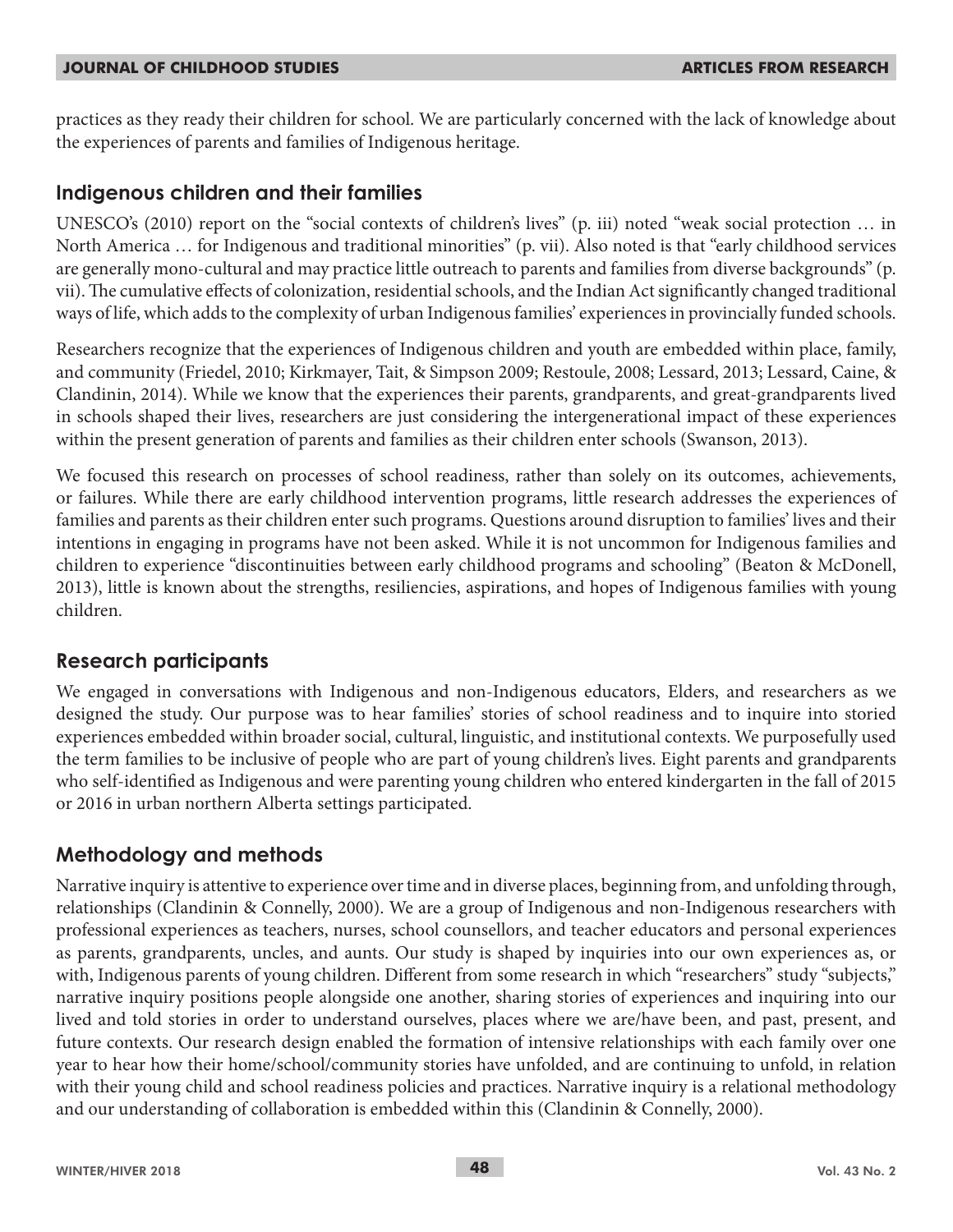practices as they ready their children for school. We are particularly concerned with the lack of knowledge about the experiences of parents and families of Indigenous heritage.

## Indigenous children and their families

UNESCO's (2010) report on the "social contexts of children's lives" (p. iii) noted "weak social protection … in North America … for Indigenous and traditional minorities" (p. vii). Also noted is that "early childhood services are generally mono-cultural and may practice little outreach to parents and families from diverse backgrounds" (p. vii). The cumulative effects of colonization, residential schools, and the Indian Act significantly changed traditional ways of life, which adds to the complexity of urban Indigenous families' experiences in provincially funded schools.

Researchers recognize that the experiences of Indigenous children and youth are embedded within place, family, and community (Friedel, 2010; Kirkmayer, Tait, & Simpson 2009; Restoule, 2008; Lessard, 2013; Lessard, Caine, & Clandinin, 2014). While we know that the experiences their parents, grandparents, and great-grandparents lived in schools shaped their lives, researchers are just considering the intergenerational impact of these experiences within the present generation of parents and families as their children enter schools (Swanson, 2013).

We focused this research on processes of school readiness, rather than solely on its outcomes, achievements, or failures. While there are early childhood intervention programs, little research addresses the experiences of families and parents as their children enter such programs. Questions around disruption to families' lives and their intentions in engaging in programs have not been asked. While it is not uncommon for Indigenous families and children to experience "discontinuities between early childhood programs and schooling" (Beaton & McDonell, 2013), little is known about the strengths, resiliencies, aspirations, and hopes of Indigenous families with young children.

## Research participants

We engaged in conversations with Indigenous and non-Indigenous educators, Elders, and researchers as we designed the study. Our purpose was to hear families' stories of school readiness and to inquire into storied experiences embedded within broader social, cultural, linguistic, and institutional contexts. We purposefully used the term families to be inclusive of people who are part of young children's lives. Eight parents and grandparents who self-identified as Indigenous and were parenting young children who entered kindergarten in the fall of 2015 or 2016 in urban northern Alberta settings participated.

## Methodology and methods

Narrative inquiry is attentive to experience over time and in diverse places, beginning from, and unfolding through, relationships (Clandinin & Connelly, 2000). We are a group of Indigenous and non-Indigenous researchers with professional experiences as teachers, nurses, school counsellors, and teacher educators and personal experiences as parents, grandparents, uncles, and aunts. Our study is shaped by inquiries into our own experiences as, or with, Indigenous parents of young children. Different from some research in which "researchers" study "subjects," narrative inquiry positions people alongside one another, sharing stories of experiences and inquiring into our lived and told stories in order to understand ourselves, places where we are/have been, and past, present, and future contexts. Our research design enabled the formation of intensive relationships with each family over one year to hear how their home/school/community stories have unfolded, and are continuing to unfold, in relation with their young child and school readiness policies and practices. Narrative inquiry is a relational methodology and our understanding of collaboration is embedded within this (Clandinin & Connelly, 2000).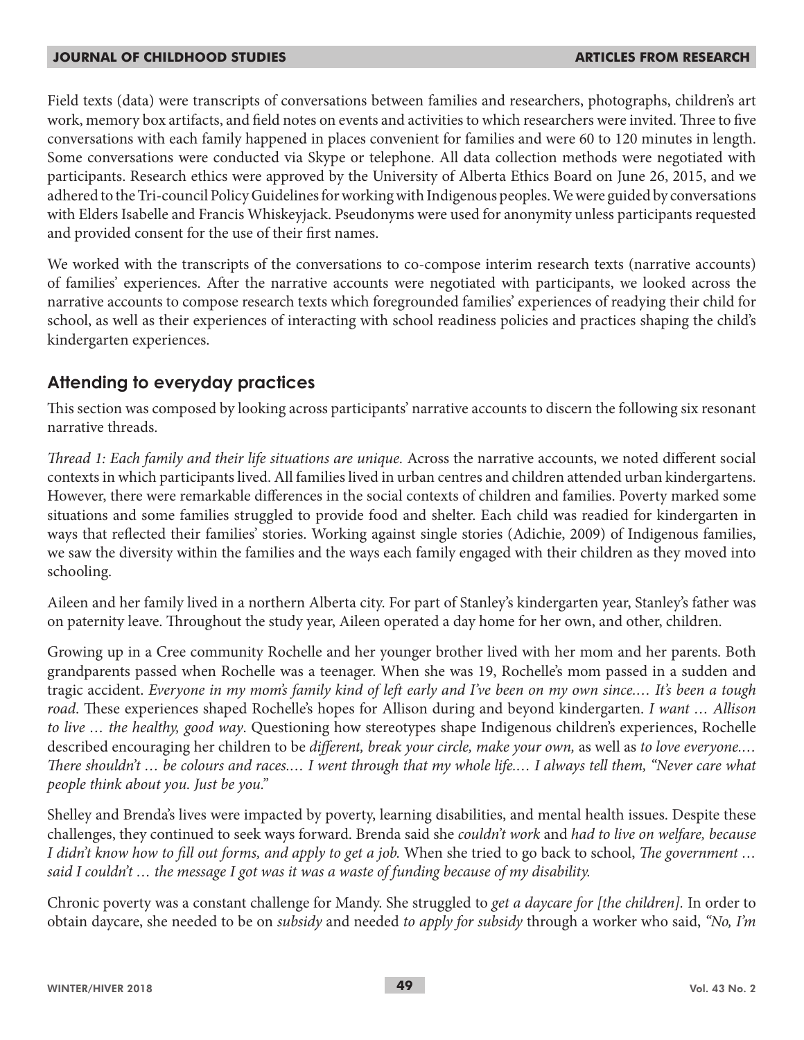Field texts (data) were transcripts of conversations between families and researchers, photographs, children's art work, memory box artifacts, and field notes on events and activities to which researchers were invited. Three to five conversations with each family happened in places convenient for families and were 60 to 120 minutes in length. Some conversations were conducted via Skype or telephone. All data collection methods were negotiated with participants. Research ethics were approved by the University of Alberta Ethics Board on June 26, 2015, and we adhered to the Tri-council Policy Guidelines for working with Indigenous peoples. We were guided by conversations with Elders Isabelle and Francis Whiskeyjack. Pseudonyms were used for anonymity unless participants requested and provided consent for the use of their first names.

We worked with the transcripts of the conversations to co-compose interim research texts (narrative accounts) of families' experiences. After the narrative accounts were negotiated with participants, we looked across the narrative accounts to compose research texts which foregrounded families' experiences of readying their child for school, as well as their experiences of interacting with school readiness policies and practices shaping the child's kindergarten experiences.

## Attending to everyday practices

This section was composed by looking across participants' narrative accounts to discern the following six resonant narrative threads.

*Thread 1: Each family and their life situations are unique.* Across the narrative accounts, we noted different social contexts in which participants lived. All families lived in urban centres and children attended urban kindergartens. However, there were remarkable differences in the social contexts of children and families. Poverty marked some situations and some families struggled to provide food and shelter. Each child was readied for kindergarten in ways that reflected their families' stories. Working against single stories (Adichie, 2009) of Indigenous families, we saw the diversity within the families and the ways each family engaged with their children as they moved into schooling.

Aileen and her family lived in a northern Alberta city. For part of Stanley's kindergarten year, Stanley's father was on paternity leave. Throughout the study year, Aileen operated a day home for her own, and other, children.

Growing up in a Cree community Rochelle and her younger brother lived with her mom and her parents. Both grandparents passed when Rochelle was a teenager. When she was 19, Rochelle's mom passed in a sudden and tragic accident. *Everyone in my mom's family kind of left early and I've been on my own since.… It's been a tough road*. These experiences shaped Rochelle's hopes for Allison during and beyond kindergarten. *I want … Allison to live … the healthy, good way*. Questioning how stereotypes shape Indigenous children's experiences, Rochelle described encouraging her children to be *different, break your circle, make your own,* as well as *to love everyone.… There shouldn't … be colours and races.… I went through that my whole life.… I always tell them, "Never care what people think about you. Just be you."*

Shelley and Brenda's lives were impacted by poverty, learning disabilities, and mental health issues. Despite these challenges, they continued to seek ways forward. Brenda said she *couldn't work* and *had to live on welfare, because I didn't know how to fill out forms, and apply to get a job.* When she tried to go back to school, *The government … said I couldn't … the message I got was it was a waste of funding because of my disability.*

Chronic poverty was a constant challenge for Mandy. She struggled to *get a daycare for [the children].* In order to obtain daycare, she needed to be on *subsidy* and needed *to apply for subsidy* through a worker who said, *"No, I'm*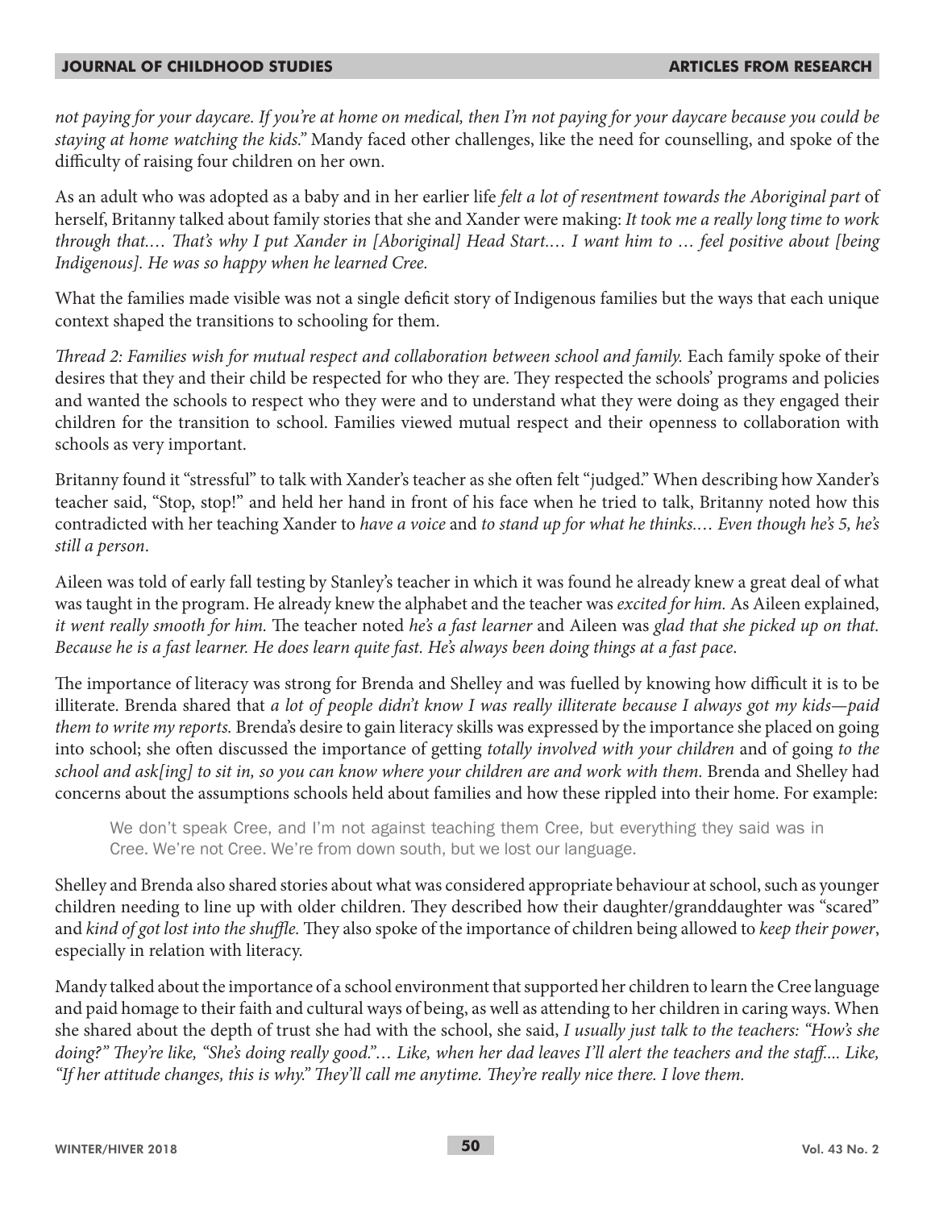*not paying for your daycare. If you're at home on medical, then I'm not paying for your daycare because you could be staying at home watching the kids."* Mandy faced other challenges, like the need for counselling, and spoke of the difficulty of raising four children on her own.

As an adult who was adopted as a baby and in her earlier life *felt a lot of resentment towards the Aboriginal part* of herself, Britanny talked about family stories that she and Xander were making: *It took me a really long time to work through that.… That's why I put Xander in [Aboriginal] Head Start.… I want him to … feel positive about [being Indigenous]. He was so happy when he learned Cree.*

What the families made visible was not a single deficit story of Indigenous families but the ways that each unique context shaped the transitions to schooling for them.

*Thread 2: Families wish for mutual respect and collaboration between school and family.* Each family spoke of their desires that they and their child be respected for who they are. They respected the schools' programs and policies and wanted the schools to respect who they were and to understand what they were doing as they engaged their children for the transition to school. Families viewed mutual respect and their openness to collaboration with schools as very important.

Britanny found it "stressful" to talk with Xander's teacher as she often felt "judged." When describing how Xander's teacher said, "Stop, stop!" and held her hand in front of his face when he tried to talk, Britanny noted how this contradicted with her teaching Xander to *have a voice* and *to stand up for what he thinks.… Even though he's 5, he's still a person*.

Aileen was told of early fall testing by Stanley's teacher in which it was found he already knew a great deal of what was taught in the program. He already knew the alphabet and the teacher was *excited for him.* As Aileen explained, *it went really smooth for him.* The teacher noted *he's a fast learner* and Aileen was *glad that she picked up on that. Because he is a fast learner. He does learn quite fast. He's always been doing things at a fast pace*.

The importance of literacy was strong for Brenda and Shelley and was fuelled by knowing how difficult it is to be illiterate. Brenda shared that *a lot of people didn't know I was really illiterate because I always got my kids—paid them to write my reports.* Brenda's desire to gain literacy skills was expressed by the importance she placed on going into school; she often discussed the importance of getting *totally involved with your children* and of going *to the school and ask[ing] to sit in, so you can know where your children are and work with them.* Brenda and Shelley had concerns about the assumptions schools held about families and how these rippled into their home. For example:

> We don't speak Cree, and I'm not against teaching them Cree, but everything they said was in Cree. We're not Cree. We're from down south, but we lost our language.

Shelley and Brenda also shared stories about what was considered appropriate behaviour at school, such as younger children needing to line up with older children. They described how their daughter/granddaughter was "scared" and *kind of got lost into the shuffle.* They also spoke of the importance of children being allowed to *keep their power*, especially in relation with literacy.

Mandy talked about the importance of a school environment that supported her children to learn the Cree language and paid homage to their faith and cultural ways of being, as well as attending to her children in caring ways. When she shared about the depth of trust she had with the school, she said, *I usually just talk to the teachers: "How's she doing?" They're like, "She's doing really good.".… Like, when her dad leaves I'll alert the teachers and the staff.… Like, "If her attitude changes, this is why." They'll call me anytime. They're really nice there. I love them.*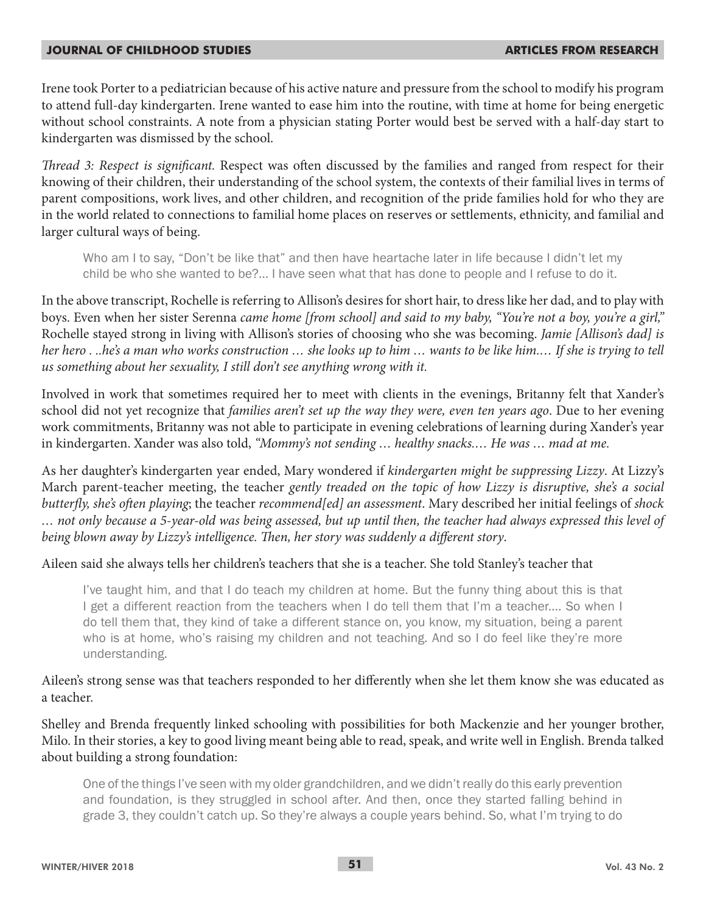Irene took Porter to a pediatrician because of his active nature and pressure from the school to modify his program to attend full-day kindergarten. Irene wanted to ease him into the routine, with time at home for being energetic without school constraints. A note from a physician stating Porter would best be served with a half-day start to kindergarten was dismissed by the school.

*Thread 3: Respect is significant.* Respect was often discussed by the families and ranged from respect for their knowing of their children, their understanding of the school system, the contexts of their familial lives in terms of parent compositions, work lives, and other children, and recognition of the pride families hold for who they are in the world related to connections to familial home places on reserves or settlements, ethnicity, and familial and larger cultural ways of being.

> Who am I to say, "Don't be like that" and then have heartache later in life because I didn't let my child be who she wanted to be?... I have seen what that has done to people and I refuse to do it.

In the above transcript, Rochelle is referring to Allison's desires for short hair, to dress like her dad, and to play with boys. Even when her sister Serenna *came home [from school] and said to my baby, "You're not a boy, you're a girl,"* Rochelle stayed strong in living with Allison's stories of choosing who she was becoming. *Jamie [Allison's dad] is her hero . ..he's a man who works construction … she looks up to him … wants to be like him.… If she is trying to tell us something about her sexuality, I still don't see anything wrong with it.*

Involved in work that sometimes required her to meet with clients in the evenings, Britanny felt that Xander's school did not yet recognize that *families aren't set up the way they were, even ten years ago*. Due to her evening work commitments, Britanny was not able to participate in evening celebrations of learning during Xander's year in kindergarten. Xander was also told, *"Mommy's not sending … healthy snacks.… He was … mad at me.*

As her daughter's kindergarten year ended, Mary wondered if *kindergarten might be suppressing Lizzy*. At Lizzy's March parent-teacher meeting, the teacher *gently treaded on the topic of how Lizzy is disruptive, she's a social butterfly, she's often playing*; the teacher *recommend[ed] an assessment*. Mary described her initial feelings of *shock … not only because a 5-year-old was being assessed, but up until then, the teacher had always expressed this level of being blown away by Lizzy's intelligence. Then, her story was suddenly a different story*.

Aileen said she always tells her children's teachers that she is a teacher. She told Stanley's teacher that

> I've taught him, and that I do teach my children at home. But the funny thing about this is that I get a different reaction from the teachers when I do tell them that I'm a teacher.... So when I do tell them that, they kind of take a different stance on, you know, my situation, being a parent who is at home, who's raising my children and not teaching. And so I do feel like they're more understanding.

Aileen's strong sense was that teachers responded to her differently when she let them know she was educated as a teacher.

Shelley and Brenda frequently linked schooling with possibilities for both Mackenzie and her younger brother, Milo. In their stories, a key to good living meant being able to read, speak, and write well in English. Brenda talked about building a strong foundation:

> One of the things I've seen with my older grandchildren, and we didn't really do this early prevention and foundation, is they struggled in school after. And then, once they started falling behind in grade 3, they couldn't catch up. So they're always a couple years behind. So, what I'm trying to do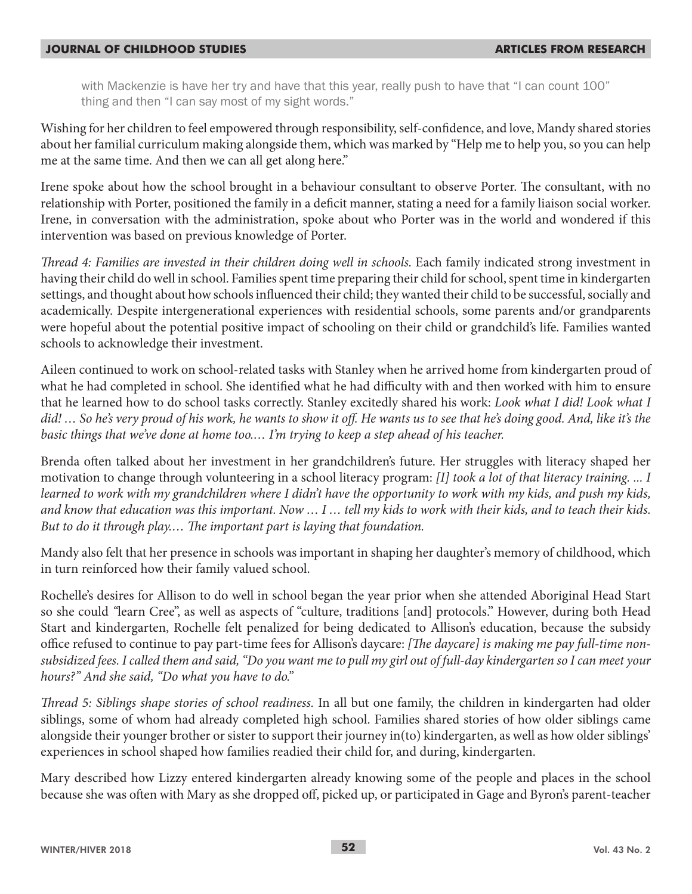> with Mackenzie is have her try and have that this year, really push to have that "I can count 100" thing and then "I can say most of my sight words."

Wishing for her children to feel empowered through responsibility, self-confidence, and love, Mandy shared stories about her familial curriculum making alongside them, which was marked by "Help me to help you, so you can help me at the same time. And then we can all get along here."

Irene spoke about how the school brought in a behaviour consultant to observe Porter. The consultant, with no relationship with Porter, positioned the family in a deficit manner, stating a need for a family liaison social worker. Irene, in conversation with the administration, spoke about who Porter was in the world and wondered if this intervention was based on previous knowledge of Porter.

*Thread 4: Families are invested in their children doing well in schools.* Each family indicated strong investment in having their child do well in school. Families spent time preparing their child for school, spent time in kindergarten settings, and thought about how schools influenced their child; they wanted their child to be successful, socially and academically. Despite intergenerational experiences with residential schools, some parents and/or grandparents were hopeful about the potential positive impact of schooling on their child or grandchild's life. Families wanted schools to acknowledge their investment.

Aileen continued to work on school-related tasks with Stanley when he arrived home from kindergarten proud of what he had completed in school. She identified what he had difficulty with and then worked with him to ensure that he learned how to do school tasks correctly. Stanley excitedly shared his work: *Look what I did! Look what I did! … So he's very proud of his work, he wants to show it off. He wants us to see that he's doing good. And, like it's the basic things that we've done at home too.… I'm trying to keep a step ahead of his teacher.*

Brenda often talked about her investment in her grandchildren's future. Her struggles with literacy shaped her motivation to change through volunteering in a school literacy program: *[I] took a lot of that literacy training. ... I learned to work with my grandchildren where I didn't have the opportunity to work with my kids, and push my kids, and know that education was this important. Now … I … tell my kids to work with their kids, and to teach their kids. But to do it through play.… The important part is laying that foundation.*

Mandy also felt that her presence in schools was important in shaping her daughter's memory of childhood, which in turn reinforced how their family valued school.

Rochelle's desires for Allison to do well in school began the year prior when she attended Aboriginal Head Start so she could "learn Cree", as well as aspects of "culture, traditions [and] protocols." However, during both Head Start and kindergarten, Rochelle felt penalized for being dedicated to Allison's education, because the subsidy office refused to continue to pay part-time fees for Allison's daycare: *[The daycare] is making me pay full-time non-subsidized fees. I called them and said, "Do you want me to pull my girl out of full-day kindergarten so I can meet your hours?" And she said, "Do what you have to do."*

*Thread 5: Siblings shape stories of school readiness.* In all but one family, the children in kindergarten had older siblings, some of whom had already completed high school. Families shared stories of how older siblings came alongside their younger brother or sister to support their journey in(to) kindergarten, as well as how older siblings' experiences in school shaped how families readied their child for, and during, kindergarten.

Mary described how Lizzy entered kindergarten already knowing some of the people and places in the school because she was often with Mary as she dropped off, picked up, or participated in Gage and Byron's parent-teacher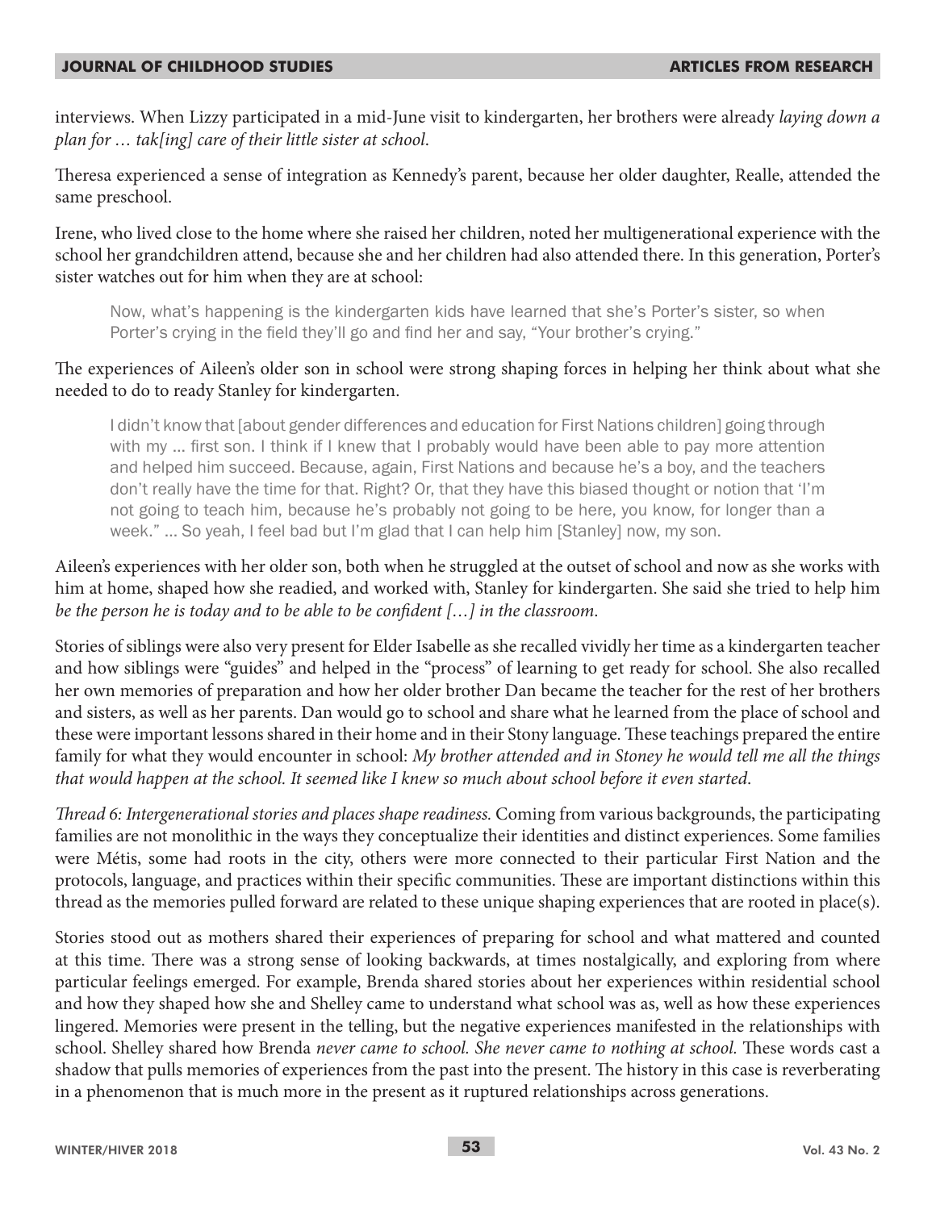interviews. When Lizzy participated in a mid-June visit to kindergarten, her brothers were already *laying down a plan for … tak[ing] care of their little sister at school*.

Theresa experienced a sense of integration as Kennedy's parent, because her older daughter, Realle, attended the same preschool.

Irene, who lived close to the home where she raised her children, noted her multigenerational experience with the school her grandchildren attend, because she and her children had also attended there. In this generation, Porter's sister watches out for him when they are at school:

> Now, what's happening is the kindergarten kids have learned that she's Porter's sister, so when Porter's crying in the field they'll go and find her and say, "Your brother's crying."

The experiences of Aileen's older son in school were strong shaping forces in helping her think about what she needed to do to ready Stanley for kindergarten.

> I didn't know that [about gender differences and education for First Nations children] going through with my … first son. I think if I knew that I probably would have been able to pay more attention and helped him succeed. Because, again, First Nations and because he's a boy, and the teachers don't really have the time for that. Right? Or, that they have this biased thought or notion that 'I'm not going to teach him, because he's probably not going to be here, you know, for longer than a week." … So yeah, I feel bad but I'm glad that I can help him [Stanley] now, my son.

Aileen's experiences with her older son, both when he struggled at the outset of school and now as she works with him at home, shaped how she readied, and worked with, Stanley for kindergarten. She said she tried to help him *be the person he is today and to be able to be confident […] in the classroom*.

Stories of siblings were also very present for Elder Isabelle as she recalled vividly her time as a kindergarten teacher and how siblings were "guides" and helped in the "process" of learning to get ready for school. She also recalled her own memories of preparation and how her older brother Dan became the teacher for the rest of her brothers and sisters, as well as her parents. Dan would go to school and share what he learned from the place of school and these were important lessons shared in their home and in their Stony language. These teachings prepared the entire family for what they would encounter in school: *My brother attended and in Stoney he would tell me all the things that would happen at the school. It seemed like I knew so much about school before it even started*.

*Thread 6: Intergenerational stories and places shape readiness.* Coming from various backgrounds, the participating families are not monolithic in the ways they conceptualize their identities and distinct experiences. Some families were Métis, some had roots in the city, others were more connected to their particular First Nation and the protocols, language, and practices within their specific communities. These are important distinctions within this thread as the memories pulled forward are related to these unique shaping experiences that are rooted in place(s).

Stories stood out as mothers shared their experiences of preparing for school and what mattered and counted at this time. There was a strong sense of looking backwards, at times nostalgically, and exploring from where particular feelings emerged. For example, Brenda shared stories about her experiences within residential school and how they shaped how she and Shelley came to understand what school was as, well as how these experiences lingered. Memories were present in the telling, but the negative experiences manifested in the relationships with school. Shelley shared how Brenda *never came to school. She never came to nothing at school.* These words cast a shadow that pulls memories of experiences from the past into the present. The history in this case is reverberating in a phenomenon that is much more in the present as it ruptured relationships across generations.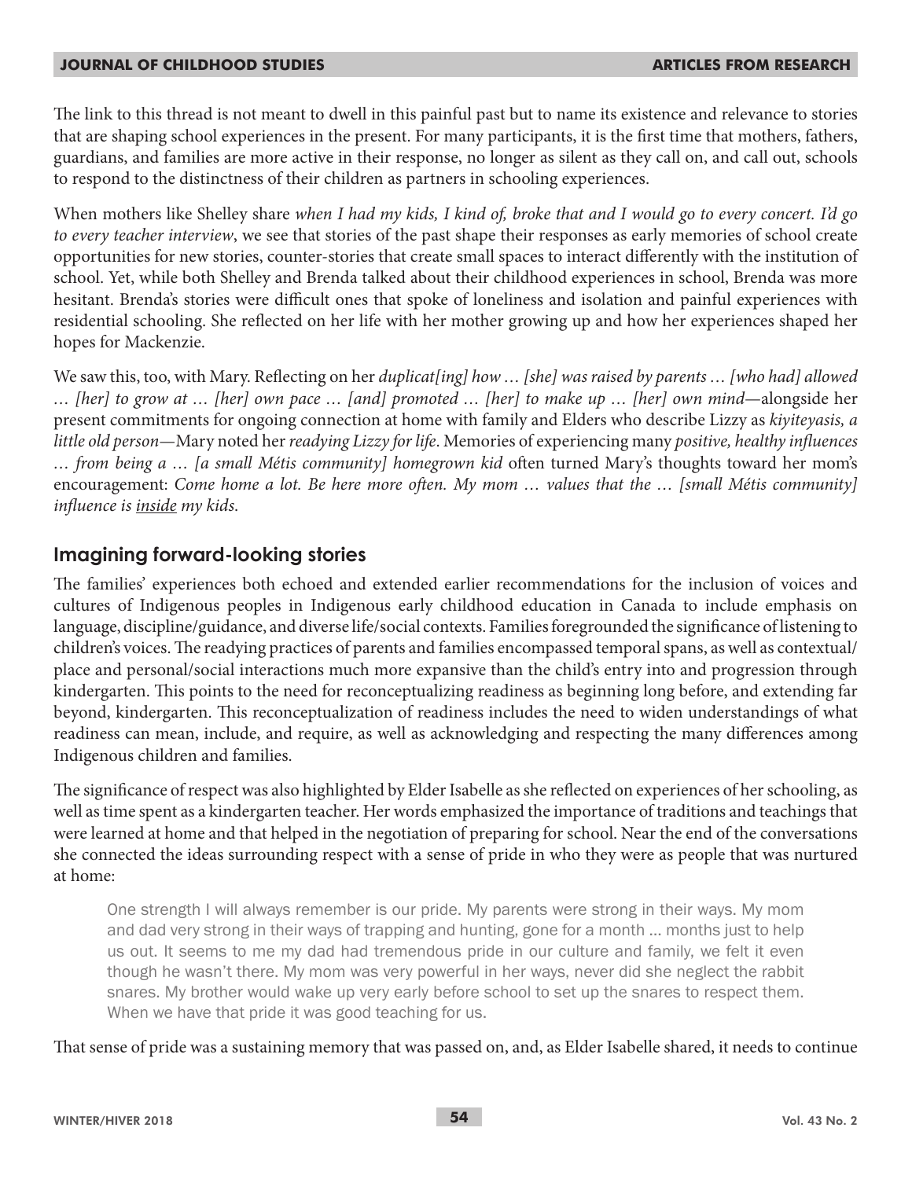The link to this thread is not meant to dwell in this painful past but to name its existence and relevance to stories that are shaping school experiences in the present. For many participants, it is the first time that mothers, fathers, guardians, and families are more active in their response, no longer as silent as they call on, and call out, schools to respond to the distinctness of their children as partners in schooling experiences.

When mothers like Shelley share *when I had my kids, I kind of, broke that and I would go to every concert. I'd go to every teacher interview*, we see that stories of the past shape their responses as early memories of school create opportunities for new stories, counter-stories that create small spaces to interact differently with the institution of school. Yet, while both Shelley and Brenda talked about their childhood experiences in school, Brenda was more hesitant. Brenda's stories were difficult ones that spoke of loneliness and isolation and painful experiences with residential schooling. She reflected on her life with her mother growing up and how her experiences shaped her hopes for Mackenzie.

We saw this, too, with Mary. Reflecting on her *duplicat[ing] how … [she] was raised by parents … [who had] allowed … [her] to grow at … [her] own pace … [and] promoted … [her] to make up … [her] own mind*—alongside her present commitments for ongoing connection at home with family and Elders who describe Lizzy as *kiyiteyasis, a little old person*—Mary noted her *readying Lizzy for life*. Memories of experiencing many *positive, healthy influences … from being a … [a small Métis community] homegrown kid* often turned Mary's thoughts toward her mom's encouragement: *Come home a lot. Be here more often. My mom … values that the … [small Métis community] influence is <u>inside</u> my kids.*

## Imagining forward-looking stories

The families' experiences both echoed and extended earlier recommendations for the inclusion of voices and cultures of Indigenous peoples in Indigenous early childhood education in Canada to include emphasis on language, discipline/guidance, and diverse life/social contexts. Families foregrounded the significance of listening to children's voices. The readying practices of parents and families encompassed temporal spans, as well as contextual/place and personal/social interactions much more expansive than the child's entry into and progression through kindergarten. This points to the need for reconceptualizing readiness as beginning long before, and extending far beyond, kindergarten. This reconceptualization of readiness includes the need to widen understandings of what readiness can mean, include, and require, as well as acknowledging and respecting the many differences among Indigenous children and families.

The significance of respect was also highlighted by Elder Isabelle as she reflected on experiences of her schooling, as well as time spent as a kindergarten teacher. Her words emphasized the importance of traditions and teachings that were learned at home and that helped in the negotiation of preparing for school. Near the end of the conversations she connected the ideas surrounding respect with a sense of pride in who they were as people that was nurtured at home:

> One strength I will always remember is our pride. My parents were strong in their ways. My mom and dad very strong in their ways of trapping and hunting, gone for a month … months just to help us out. It seems to me my dad had tremendous pride in our culture and family, we felt it even though he wasn't there. My mom was very powerful in her ways, never did she neglect the rabbit snares. My brother would wake up very early before school to set up the snares to respect them. When we have that pride it was good teaching for us.

That sense of pride was a sustaining memory that was passed on, and, as Elder Isabelle shared, it needs to continue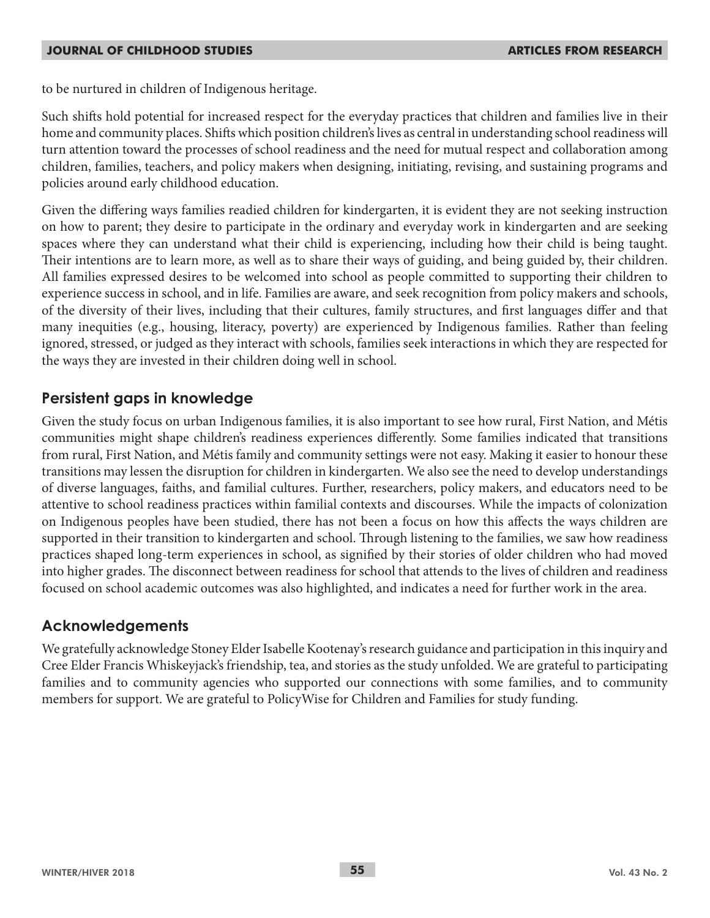to be nurtured in children of Indigenous heritage.

Such shifts hold potential for increased respect for the everyday practices that children and families live in their home and community places. Shifts which position children's lives as central in understanding school readiness will turn attention toward the processes of school readiness and the need for mutual respect and collaboration among children, families, teachers, and policy makers when designing, initiating, revising, and sustaining programs and policies around early childhood education.

Given the differing ways families readied children for kindergarten, it is evident they are not seeking instruction on how to parent; they desire to participate in the ordinary and everyday work in kindergarten and are seeking spaces where they can understand what their child is experiencing, including how their child is being taught. Their intentions are to learn more, as well as to share their ways of guiding, and being guided by, their children. All families expressed desires to be welcomed into school as people committed to supporting their children to experience success in school, and in life. Families are aware, and seek recognition from policy makers and schools, of the diversity of their lives, including that their cultures, family structures, and first languages differ and that many inequities (e.g., housing, literacy, poverty) are experienced by Indigenous families. Rather than feeling ignored, stressed, or judged as they interact with schools, families seek interactions in which they are respected for the ways they are invested in their children doing well in school.

## Persistent gaps in knowledge

Given the study focus on urban Indigenous families, it is also important to see how rural, First Nation, and Métis communities might shape children's readiness experiences differently. Some families indicated that transitions from rural, First Nation, and Métis family and community settings were not easy. Making it easier to honour these transitions may lessen the disruption for children in kindergarten. We also see the need to develop understandings of diverse languages, faiths, and familial cultures. Further, researchers, policy makers, and educators need to be attentive to school readiness practices within familial contexts and discourses. While the impacts of colonization on Indigenous peoples have been studied, there has not been a focus on how this affects the ways children are supported in their transition to kindergarten and school. Through listening to the families, we saw how readiness practices shaped long-term experiences in school, as signified by their stories of older children who had moved into higher grades. The disconnect between readiness for school that attends to the lives of children and readiness focused on school academic outcomes was also highlighted, and indicates a need for further work in the area.

## Acknowledgements

We gratefully acknowledge Stoney Elder Isabelle Kootenay's research guidance and participation in this inquiry and Cree Elder Francis Whiskeyjack's friendship, tea, and stories as the study unfolded. We are grateful to participating families and to community agencies who supported our connections with some families, and to community members for support. We are grateful to PolicyWise for Children and Families for study funding.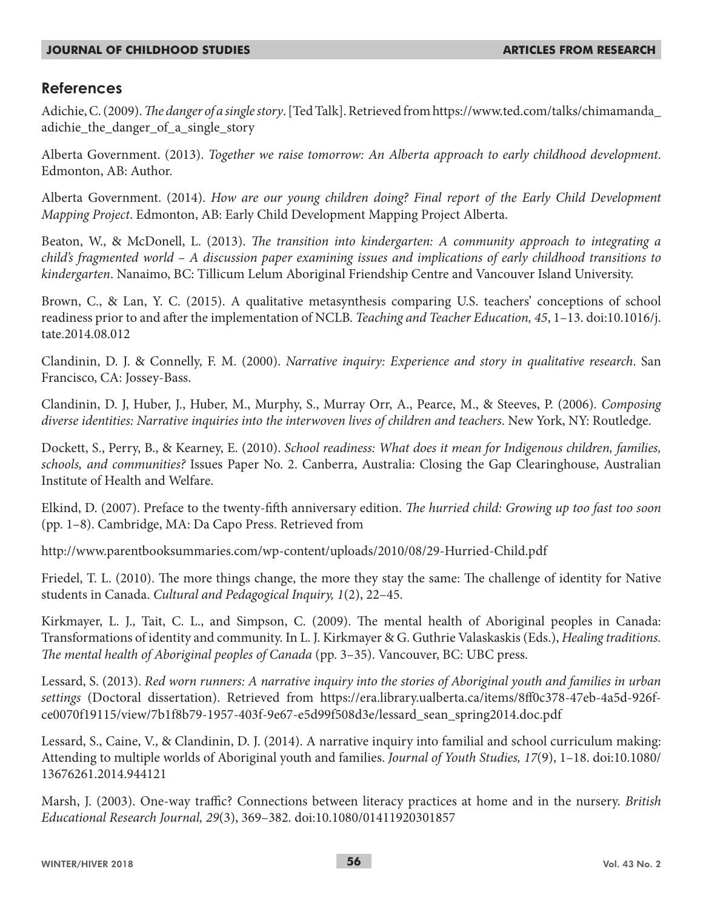## References

Adichie, C. (2009). *The danger of a single story*. [Ted Talk]. Retrieved from https://www.ted.com/talks/chimamanda_adichie_the_danger_of_a_single_story

Alberta Government. (2013). *Together we raise tomorrow: An Alberta approach to early childhood development*. Edmonton, AB: Author.

Alberta Government. (2014). *How are our young children doing? Final report of the Early Child Development Mapping Project*. Edmonton, AB: Early Child Development Mapping Project Alberta.

Beaton, W., & McDonell, L. (2013). *The transition into kindergarten: A community approach to integrating a child's fragmented world – A discussion paper examining issues and implications of early childhood transitions to kindergarten*. Nanaimo, BC: Tillicum Lelum Aboriginal Friendship Centre and Vancouver Island University.

Brown, C., & Lan, Y. C. (2015). A qualitative metasynthesis comparing U.S. teachers' conceptions of school readiness prior to and after the implementation of NCLB. *Teaching and Teacher Education, 45*, 1–13. doi:10.1016/j.tate.2014.08.012

Clandinin, D. J. & Connelly, F. M. (2000). *Narrative inquiry: Experience and story in qualitative research*. San Francisco, CA: Jossey-Bass.

Clandinin, D. J, Huber, J., Huber, M., Murphy, S., Murray Orr, A., Pearce, M., & Steeves, P. (2006). *Composing diverse identities: Narrative inquiries into the interwoven lives of children and teachers*. New York, NY: Routledge.

Dockett, S., Perry, B., & Kearney, E. (2010). *School readiness: What does it mean for Indigenous children, families, schools, and communities?* Issues Paper No. 2. Canberra, Australia: Closing the Gap Clearinghouse, Australian Institute of Health and Welfare.

Elkind, D. (2007). Preface to the twenty-fifth anniversary edition. *The hurried child: Growing up too fast too soon* (pp. 1–8). Cambridge, MA: Da Capo Press. Retrieved from

http://www.parentbooksummaries.com/wp-content/uploads/2010/08/29-Hurried-Child.pdf

Friedel, T. L. (2010). The more things change, the more they stay the same: The challenge of identity for Native students in Canada. *Cultural and Pedagogical Inquiry, 1*(2), 22–45.

Kirkmayer, L. J., Tait, C. L., and Simpson, C. (2009). The mental health of Aboriginal peoples in Canada: Transformations of identity and community. In L. J. Kirkmayer & G. Guthrie Valaskakis (Eds.), *Healing traditions. The mental health of Aboriginal peoples of Canada* (pp. 3–35). Vancouver, BC: UBC press.

Lessard, S. (2013). *Red worn runners: A narrative inquiry into the stories of Aboriginal youth and families in urban settings* (Doctoral dissertation). Retrieved from https://era.library.ualberta.ca/items/8ff0c378-47eb-4a5d-926f-ce0070f19115/view/7b1f8b79-1957-403f-9e67-e5d99f508d3e/lessard_sean_spring2014.doc.pdf

Lessard, S., Caine, V., & Clandinin, D. J. (2014). A narrative inquiry into familial and school curriculum making: Attending to multiple worlds of Aboriginal youth and families. *Journal of Youth Studies, 17*(9), 1–18. doi:10.1080/13676261.2014.944121

Marsh, J. (2003). One-way traffic? Connections between literacy practices at home and in the nursery. *British Educational Research Journal, 29*(3), 369–382. doi:10.1080/01411920301857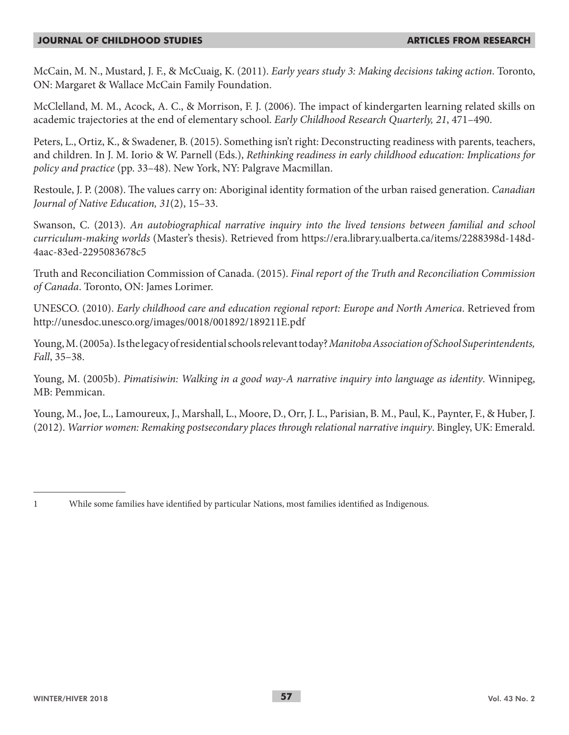McCain, M. N., Mustard, J. F., & McCuaig, K. (2011). *Early years study 3: Making decisions taking action*. Toronto, ON: Margaret & Wallace McCain Family Foundation.

McClelland, M. M., Acock, A. C., & Morrison, F. J. (2006). The impact of kindergarten learning related skills on academic trajectories at the end of elementary school. *Early Childhood Research Quarterly, 21*, 471–490.

Peters, L., Ortiz, K., & Swadener, B. (2015). Something isn't right: Deconstructing readiness with parents, teachers, and children. In J. M. Iorio & W. Parnell (Eds.), *Rethinking readiness in early childhood education: Implications for policy and practice* (pp. 33–48). New York, NY: Palgrave Macmillan.

Restoule, J. P. (2008). The values carry on: Aboriginal identity formation of the urban raised generation. *Canadian Journal of Native Education, 31*(2), 15–33.

Swanson, C. (2013). *An autobiographical narrative inquiry into the lived tensions between familial and school curriculum-making worlds* (Master's thesis). Retrieved from https://era.library.ualberta.ca/items/2288398d-148d-4aac-83ed-2295083678c5

Truth and Reconciliation Commission of Canada. (2015). *Final report of the Truth and Reconciliation Commission of Canada*. Toronto, ON: James Lorimer.

UNESCO. (2010). *Early childhood care and education regional report: Europe and North America*. Retrieved from http://unesdoc.unesco.org/images/0018/001892/189211E.pdf

Young, M. (2005a). Is the legacy of residential schools relevant today? *Manitoba Association of School Superintendents, Fall*, 35–38.

Young, M. (2005b). *Pimatisiwin: Walking in a good way-A narrative inquiry into language as identity*. Winnipeg, MB: Pemmican.

Young, M., Joe, L., Lamoureux, J., Marshall, L., Moore, D., Orr, J. L., Parisian, B. M., Paul, K., Paynter, F., & Huber, J. (2012). *Warrior women: Remaking postsecondary places through relational narrative inquiry*. Bingley, UK: Emerald.

---

1 While some families have identified by particular Nations, most families identified as Indigenous.